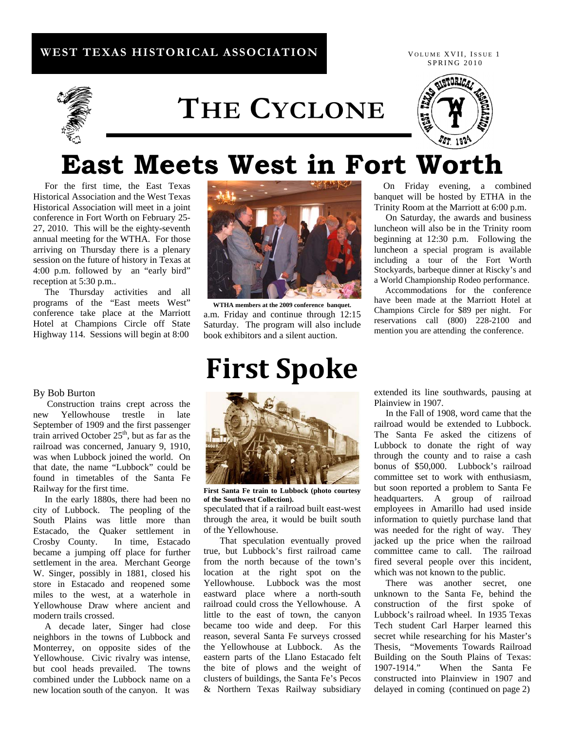WEST TEXAS HISTORICAL ASSOCIATION

VOLUME XVII, ISSUE 1
SPRING 2010

# THE CYCLONE

# East Meets West in Fort Worth

For the first time, the East Texas Historical Association and the West Texas Historical Association will meet in a joint conference in Fort Worth on February 25-27, 2010. This will be the eighty-seventh annual meeting for the WTHA. For those arriving on Thursday there is a plenary session on the future of history in Texas at 4:00 p.m. followed by an "early bird" reception at 5:30 p.m..

The Thursday activities and all programs of the "East meets West" conference take place at the Marriott Hotel at Champions Circle off State Highway 114. Sessions will begin at 8:00 a.m. Friday and continue through 12:15 Saturday. The program will also include book exhibitors and a silent auction.

**WTHA members at the 2009 conference banquet.**

On Friday evening, a combined banquet will be hosted by ETHA in the Trinity Room at the Marriott at 6:00 p.m.

On Saturday, the awards and business luncheon will also be in the Trinity room beginning at 12:30 p.m. Following the luncheon a special program is available including a tour of the Fort Worth Stockyards, barbeque dinner at Riscky's and a World Championship Rodeo performance.

Accommodations for the conference have been made at the Marriott Hotel at Champions Circle for $89 per night. For reservations call (800) 228-2100 and mention you are attending the conference.

# First Spoke

By Bob Burton

Construction trains crept across the new Yellowhouse trestle in late September of 1909 and the first passenger train arrived October 25th, but as far as the railroad was concerned, January 9, 1910, was when Lubbock joined the world. On that date, the name "Lubbock" could be found in timetables of the Santa Fe Railway for the first time.

In the early 1880s, there had been no city of Lubbock. The peopling of the South Plains was little more than Estacado, the Quaker settlement in Crosby County. In time, Estacado became a jumping off place for further settlement in the area. Merchant George W. Singer, possibly in 1881, closed his store in Estacado and reopened some miles to the west, at a waterhole in Yellowhouse Draw where ancient and modern trails crossed.

A decade later, Singer had close neighbors in the towns of Lubbock and Monterrey, on opposite sides of the Yellowhouse. Civic rivalry was intense, but cool heads prevailed. The towns combined under the Lubbock name on a new location south of the canyon. It was speculated that if a railroad built east-west through the area, it would be built south of the Yellowhouse.

**First Santa Fe train to Lubbock (photo courtesy of the Southwest Collection).**

That speculation eventually proved true, but Lubbock's first railroad came from the north because of the town's location at the right spot on the Yellowhouse. Lubbock was the most eastward place where a north-south railroad could cross the Yellowhouse. A little to the east of town, the canyon became too wide and deep. For this reason, several Santa Fe surveys crossed the Yellowhouse at Lubbock. As the eastern parts of the Llano Estacado felt the bite of plows and the weight of clusters of buildings, the Santa Fe's Pecos & Northern Texas Railway subsidiary extended its line southwards, pausing at Plainview in 1907.

In the Fall of 1908, word came that the railroad would be extended to Lubbock. The Santa Fe asked the citizens of Lubbock to donate the right of way through the county and to raise a cash bonus of $50,000. Lubbock's railroad committee set to work with enthusiasm, but soon reported a problem to Santa Fe headquarters. A group of railroad employees in Amarillo had used inside information to quietly purchase land that was needed for the right of way. They jacked up the price when the railroad committee came to call. The railroad fired several people over this incident, which was not known to the public.

There was another secret, one unknown to the Santa Fe, behind the construction of the first spoke of Lubbock's railroad wheel. In 1935 Texas Tech student Carl Harper learned this secret while researching for his Master's Thesis, "Movements Towards Railroad Building on the South Plains of Texas: 1907-1914." When the Santa Fe constructed into Plainview in 1907 and delayed in coming (continued on page 2)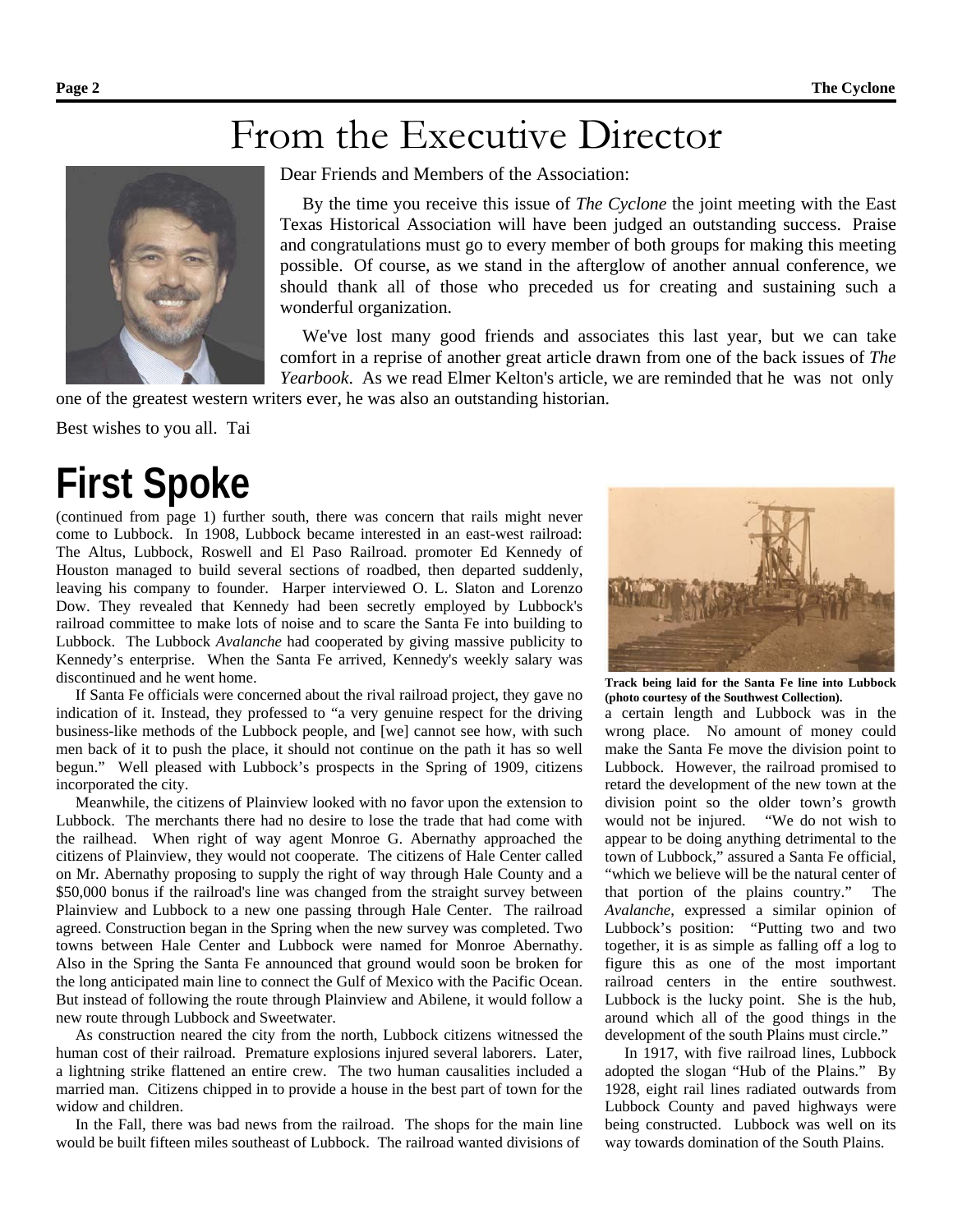# From the Executive Director

Dear Friends and Members of the Association:

By the time you receive this issue of *The Cyclone* the joint meeting with the East Texas Historical Association will have been judged an outstanding success. Praise and congratulations must go to every member of both groups for making this meeting possible. Of course, as we stand in the afterglow of another annual conference, we should thank all of those who preceded us for creating and sustaining such a wonderful organization.

We've lost many good friends and associates this last year, but we can take comfort in a reprise of another great article drawn from one of the back issues of *The Yearbook*. As we read Elmer Kelton's article, we are reminded that he was not only one of the greatest western writers ever, he was also an outstanding historian.

Best wishes to you all. Tai

# First Spoke

(continued from page 1) further south, there was concern that rails might never come to Lubbock. In 1908, Lubbock became interested in an east-west railroad: The Altus, Lubbock, Roswell and El Paso Railroad. promoter Ed Kennedy of Houston managed to build several sections of roadbed, then departed suddenly, leaving his company to founder. Harper interviewed O. L. Slaton and Lorenzo Dow. They revealed that Kennedy had been secretly employed by Lubbock's railroad committee to make lots of noise and to scare the Santa Fe into building to Lubbock. The Lubbock *Avalanche* had cooperated by giving massive publicity to Kennedy's enterprise. When the Santa Fe arrived, Kennedy's weekly salary was discontinued and he went home.

If Santa Fe officials were concerned about the rival railroad project, they gave no indication of it. Instead, they professed to "a very genuine respect for the driving business-like methods of the Lubbock people, and [we] cannot see how, with such men back of it to push the place, it should not continue on the path it has so well begun." Well pleased with Lubbock's prospects in the Spring of 1909, citizens incorporated the city.

Meanwhile, the citizens of Plainview looked with no favor upon the extension to Lubbock. The merchants there had no desire to lose the trade that had come with the railhead. When right of way agent Monroe G. Abernathy approached the citizens of Plainview, they would not cooperate. The citizens of Hale Center called on Mr. Abernathy proposing to supply the right of way through Hale County and a $50,000 bonus if the railroad's line was changed from the straight survey between Plainview and Lubbock to a new one passing through Hale Center. The railroad agreed. Construction began in the Spring when the new survey was completed. Two towns between Hale Center and Lubbock were named for Monroe Abernathy. Also in the Spring the Santa Fe announced that ground would soon be broken for the long anticipated main line to connect the Gulf of Mexico with the Pacific Ocean. But instead of following the route through Plainview and Abilene, it would follow a new route through Lubbock and Sweetwater.

As construction neared the city from the north, Lubbock citizens witnessed the human cost of their railroad. Premature explosions injured several laborers. Later, a lightning strike flattened an entire crew. The two human causalities included a married man. Citizens chipped in to provide a house in the best part of town for the widow and children.

In the Fall, there was bad news from the railroad. The shops for the main line would be built fifteen miles southeast of Lubbock. The railroad wanted divisions of a certain length and Lubbock was in the wrong place. No amount of money could make the Santa Fe move the division point to Lubbock. However, the railroad promised to retard the development of the new town at the division point so the older town's growth would not be injured. "We do not wish to appear to be doing anything detrimental to the town of Lubbock," assured a Santa Fe official, "which we believe will be the natural center of that portion of the plains country." The *Avalanche*, expressed a similar opinion of Lubbock's position: "Putting two and two together, it is as simple as falling off a log to figure this as one of the most important railroad centers in the entire southwest. Lubbock is the lucky point. She is the hub, around which all of the good things in the development of the south Plains must circle."

**Track being laid for the Santa Fe line into Lubbock (photo courtesy of the Southwest Collection).**

In 1917, with five railroad lines, Lubbock adopted the slogan "Hub of the Plains." By 1928, eight rail lines radiated outwards from Lubbock County and paved highways were being constructed. Lubbock was well on its way towards domination of the South Plains.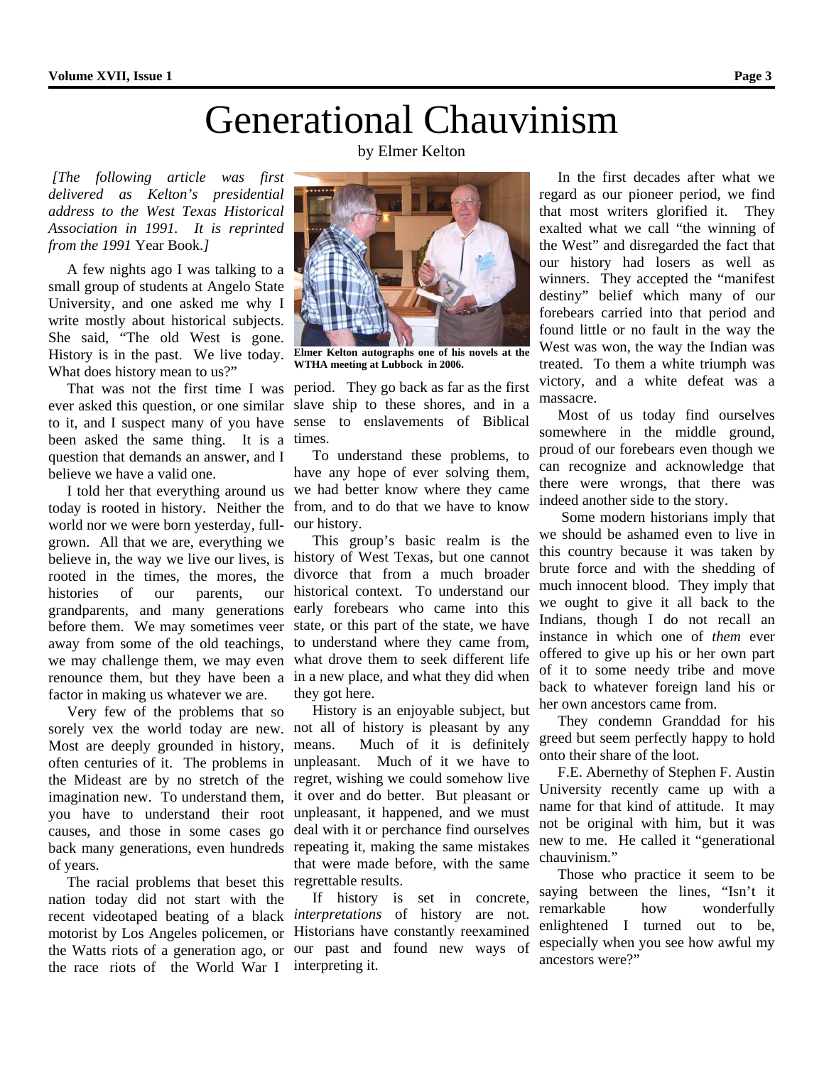# Generational Chauvinism

by Elmer Kelton

*[The following article was first delivered as Kelton's presidential address to the West Texas Historical Association in 1991. It is reprinted from the 1991* Year Book.*]*

A few nights ago I was talking to a small group of students at Angelo State University, and one asked me why I write mostly about historical subjects. She said, "The old West is gone. History is in the past. We live today. What does history mean to us?"

That was not the first time I was ever asked this question, or one similar to it, and I suspect many of you have been asked the same thing. It is a question that demands an answer, and I believe we have a valid one.

I told her that everything around us today is rooted in history. Neither the world nor we were born yesterday, full-grown. All that we are, everything we believe in, the way we live our lives, is rooted in the times, the mores, the histories of our parents, our grandparents, and many generations before them. We may sometimes veer away from some of the old teachings, we may challenge them, we may even renounce them, but they have been a factor in making us whatever we are.

Very few of the problems that so sorely vex the world today are new. Most are deeply grounded in history, often centuries of it. The problems in the Mideast are by no stretch of the imagination new. To understand them, you have to understand their root causes, and those in some cases go back many generations, even hundreds of years.

The racial problems that beset this nation today did not start with the recent videotaped beating of a black motorist by Los Angeles policemen, or the Watts riots of a generation ago, or the race riots of the World War I period. They go back as far as the first slave ship to these shores, and in a sense to enslavements of Biblical times.

**Elmer Kelton autographs one of his novels at the WTHA meeting at Lubbock in 2006.**

To understand these problems, to have any hope of ever solving them, we had better know where they came from, and to do that we have to know our history.

This group's basic realm is the history of West Texas, but one cannot divorce that from a much broader historical context. To understand our early forebears who came into this state, or this part of the state, we have to understand where they came from, what drove them to seek different life in a new place, and what they did when they got here.

History is an enjoyable subject, but not all of history is pleasant by any means. Much of it is definitely unpleasant. Much of it we have to regret, wishing we could somehow live it over and do better. But pleasant or unpleasant, it happened, and we must deal with it or perchance find ourselves repeating it, making the same mistakes that were made before, with the same regrettable results.

If history is set in concrete, *interpretations* of history are not. Historians have constantly reexamined our past and found new ways of interpreting it.

In the first decades after what we regard as our pioneer period, we find that most writers glorified it. They exalted what we call "the winning of the West" and disregarded the fact that our history had losers as well as winners. They accepted the "manifest destiny" belief which many of our forebears carried into that period and found little or no fault in the way the West was won, the way the Indian was treated. To them a white triumph was victory, and a white defeat was a massacre.

Most of us today find ourselves somewhere in the middle ground, proud of our forebears even though we can recognize and acknowledge that there were wrongs, that there was indeed another side to the story.

Some modern historians imply that we should be ashamed even to live in this country because it was taken by brute force and with the shedding of much innocent blood. They imply that we ought to give it all back to the Indians, though I do not recall an instance in which one of *them* ever offered to give up his or her own part of it to some needy tribe and move back to whatever foreign land his or her own ancestors came from.

They condemn Granddad for his greed but seem perfectly happy to hold onto their share of the loot.

F.E. Abernethy of Stephen F. Austin University recently came up with a name for that kind of attitude. It may not be original with him, but it was new to me. He called it "generational chauvinism."

Those who practice it seem to be saying between the lines, "Isn't it remarkable how wonderfully enlightened I turned out to be, especially when you see how awful my ancestors were?"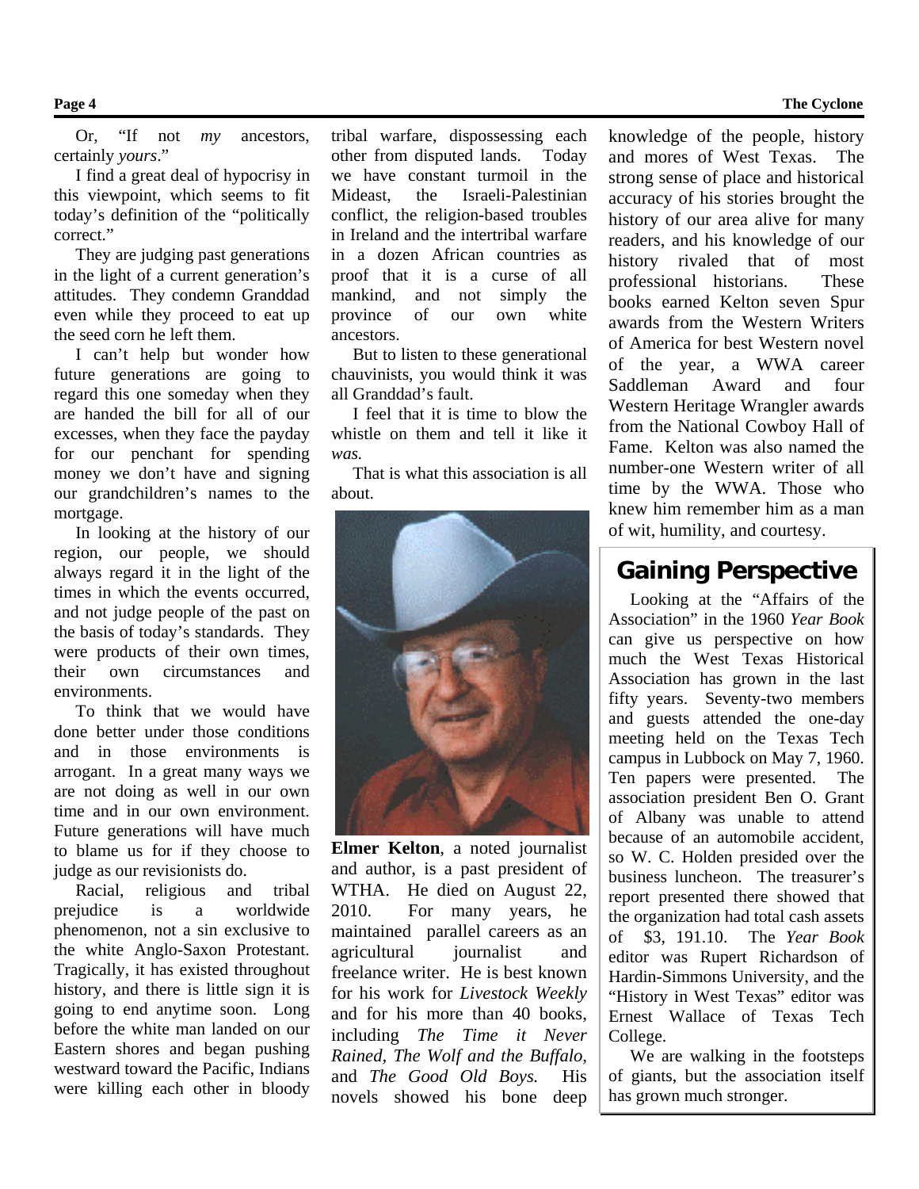Or, "If not *my* ancestors, certainly *yours*."

I find a great deal of hypocrisy in this viewpoint, which seems to fit today's definition of the "politically correct."

They are judging past generations in the light of a current generation's attitudes. They condemn Granddad even while they proceed to eat up the seed corn he left them.

I can't help but wonder how future generations are going to regard this one someday when they are handed the bill for all of our excesses, when they face the payday for our penchant for spending money we don't have and signing our grandchildren's names to the mortgage.

In looking at the history of our region, our people, we should always regard it in the light of the times in which the events occurred, and not judge people of the past on the basis of today's standards. They were products of their own times, their own circumstances and environments.

To think that we would have done better under those conditions and in those environments is arrogant. In a great many ways we are not doing as well in our own time and in our own environment. Future generations will have much to blame us for if they choose to judge as our revisionists do.

Racial, religious and tribal prejudice is a worldwide phenomenon, not a sin exclusive to the white Anglo-Saxon Protestant. Tragically, it has existed throughout history, and there is little sign it is going to end anytime soon. Long before the white man landed on our Eastern shores and began pushing westward toward the Pacific, Indians were killing each other in bloody tribal warfare, dispossessing each other from disputed lands. Today we have constant turmoil in the Mideast, the Israeli-Palestinian conflict, the religion-based troubles in Ireland and the intertribal warfare in a dozen African countries as proof that it is a curse of all mankind, and not simply the province of our own white ancestors.

But to listen to these generational chauvinists, you would think it was all Granddad's fault.

I feel that it is time to blow the whistle on them and tell it like it *was.*

That is what this association is all about.

**Elmer Kelton**, a noted journalist and author, is a past president of WTHA. He died on August 22, 2010. For many years, he maintained parallel careers as an agricultural journalist and freelance writer. He is best known for his work for *Livestock Weekly* and for his more than 40 books, including *The Time it Never Rained, The Wolf and the Buffalo*, and *The Good Old Boys.* His novels showed his bone deep knowledge of the people, history and mores of West Texas. The strong sense of place and historical accuracy of his stories brought the history of our area alive for many readers, and his knowledge of our history rivaled that of most professional historians. These books earned Kelton seven Spur awards from the Western Writers of America for best Western novel of the year, a WWA career Saddleman Award and four Western Heritage Wrangler awards from the National Cowboy Hall of Fame. Kelton was also named the number-one Western writer of all time by the WWA. Those who knew him remember him as a man of wit, humility, and courtesy.

## Gaining Perspective

Looking at the "Affairs of the Association" in the 1960 *Year Book* can give us perspective on how much the West Texas Historical Association has grown in the last fifty years. Seventy-two members and guests attended the one-day meeting held on the Texas Tech campus in Lubbock on May 7, 1960. Ten papers were presented. The association president Ben O. Grant of Albany was unable to attend because of an automobile accident, so W. C. Holden presided over the business luncheon. The treasurer's report presented there showed that the organization had total cash assets of $3, 191.10. The *Year Book* editor was Rupert Richardson of Hardin-Simmons University, and the "History in West Texas" editor was Ernest Wallace of Texas Tech College.

We are walking in the footsteps of giants, but the association itself has grown much stronger.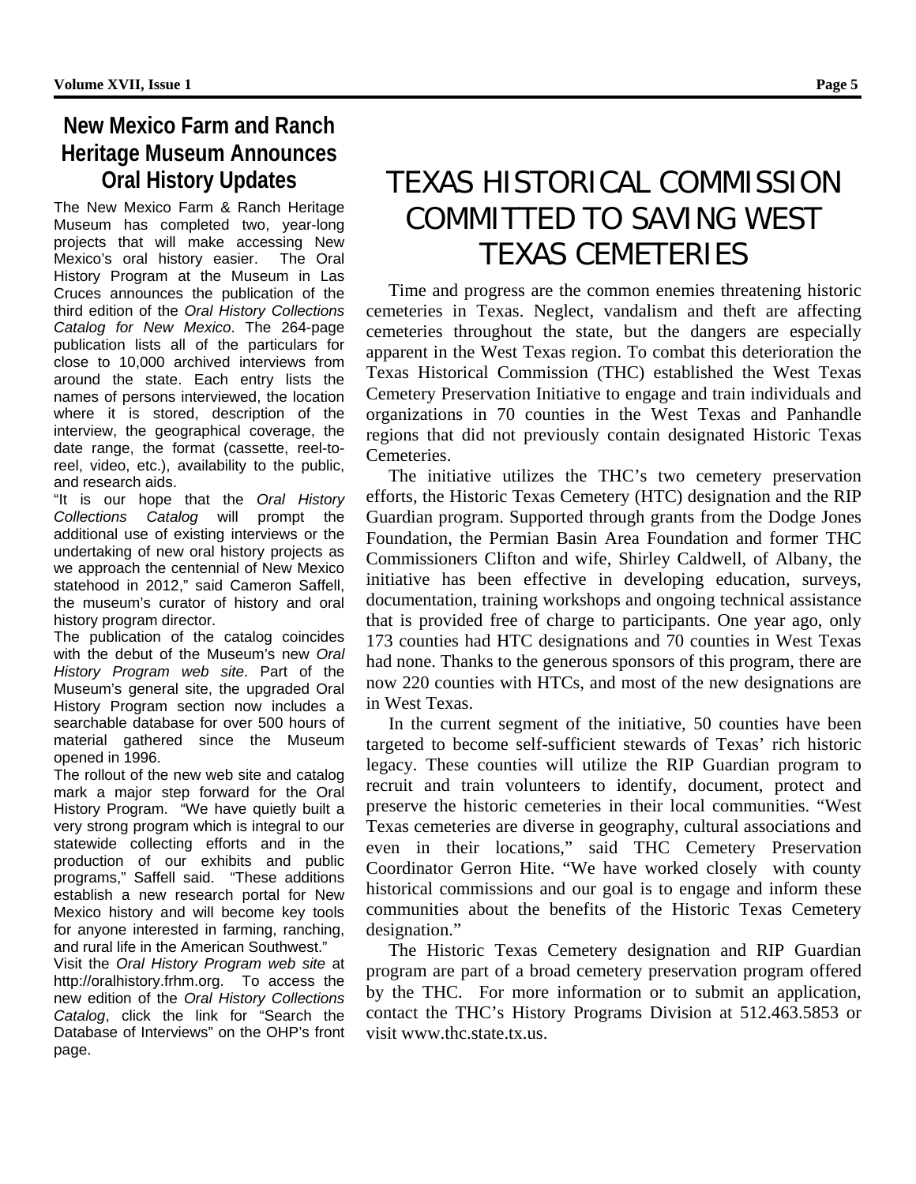## New Mexico Farm and Ranch Heritage Museum Announces Oral History Updates

The New Mexico Farm & Ranch Heritage Museum has completed two, year-long projects that will make accessing New Mexico's oral history easier. The Oral History Program at the Museum in Las Cruces announces the publication of the third edition of the *Oral History Collections Catalog for New Mexico*. The 264-page publication lists all of the particulars for close to 10,000 archived interviews from around the state. Each entry lists the names of persons interviewed, the location where it is stored, description of the interview, the geographical coverage, the date range, the format (cassette, reel-to-reel, video, etc.), availability to the public, and research aids.

"It is our hope that the *Oral History Collections Catalog* will prompt the additional use of existing interviews or the undertaking of new oral history projects as we approach the centennial of New Mexico statehood in 2012," said Cameron Saffell, the museum's curator of history and oral history program director.

The publication of the catalog coincides with the debut of the Museum's new *Oral History Program web site*. Part of the Museum's general site, the upgraded Oral History Program section now includes a searchable database for over 500 hours of material gathered since the Museum opened in 1996.

The rollout of the new web site and catalog mark a major step forward for the Oral History Program. "We have quietly built a very strong program which is integral to our statewide collecting efforts and in the production of our exhibits and public programs," Saffell said. "These additions establish a new research portal for New Mexico history and will become key tools for anyone interested in farming, ranching, and rural life in the American Southwest."

Visit the *Oral History Program web site* at http://oralhistory.frhm.org. To access the new edition of the *Oral History Collections Catalog*, click the link for "Search the Database of Interviews" on the OHP's front page.

# TEXAS HISTORICAL COMMISSION COMMITTED TO SAVING WEST TEXAS CEMETERIES

Time and progress are the common enemies threatening historic cemeteries in Texas. Neglect, vandalism and theft are affecting cemeteries throughout the state, but the dangers are especially apparent in the West Texas region. To combat this deterioration the Texas Historical Commission (THC) established the West Texas Cemetery Preservation Initiative to engage and train individuals and organizations in 70 counties in the West Texas and Panhandle regions that did not previously contain designated Historic Texas Cemeteries.

The initiative utilizes the THC's two cemetery preservation efforts, the Historic Texas Cemetery (HTC) designation and the RIP Guardian program. Supported through grants from the Dodge Jones Foundation, the Permian Basin Area Foundation and former THC Commissioners Clifton and wife, Shirley Caldwell, of Albany, the initiative has been effective in developing education, surveys, documentation, training workshops and ongoing technical assistance that is provided free of charge to participants. One year ago, only 173 counties had HTC designations and 70 counties in West Texas had none. Thanks to the generous sponsors of this program, there are now 220 counties with HTCs, and most of the new designations are in West Texas.

In the current segment of the initiative, 50 counties have been targeted to become self-sufficient stewards of Texas' rich historic legacy. These counties will utilize the RIP Guardian program to recruit and train volunteers to identify, document, protect and preserve the historic cemeteries in their local communities. "West Texas cemeteries are diverse in geography, cultural associations and even in their locations," said THC Cemetery Preservation Coordinator Gerron Hite. "We have worked closely with county historical commissions and our goal is to engage and inform these communities about the benefits of the Historic Texas Cemetery designation."

The Historic Texas Cemetery designation and RIP Guardian program are part of a broad cemetery preservation program offered by the THC. For more information or to submit an application, contact the THC's History Programs Division at 512.463.5853 or visit www.thc.state.tx.us.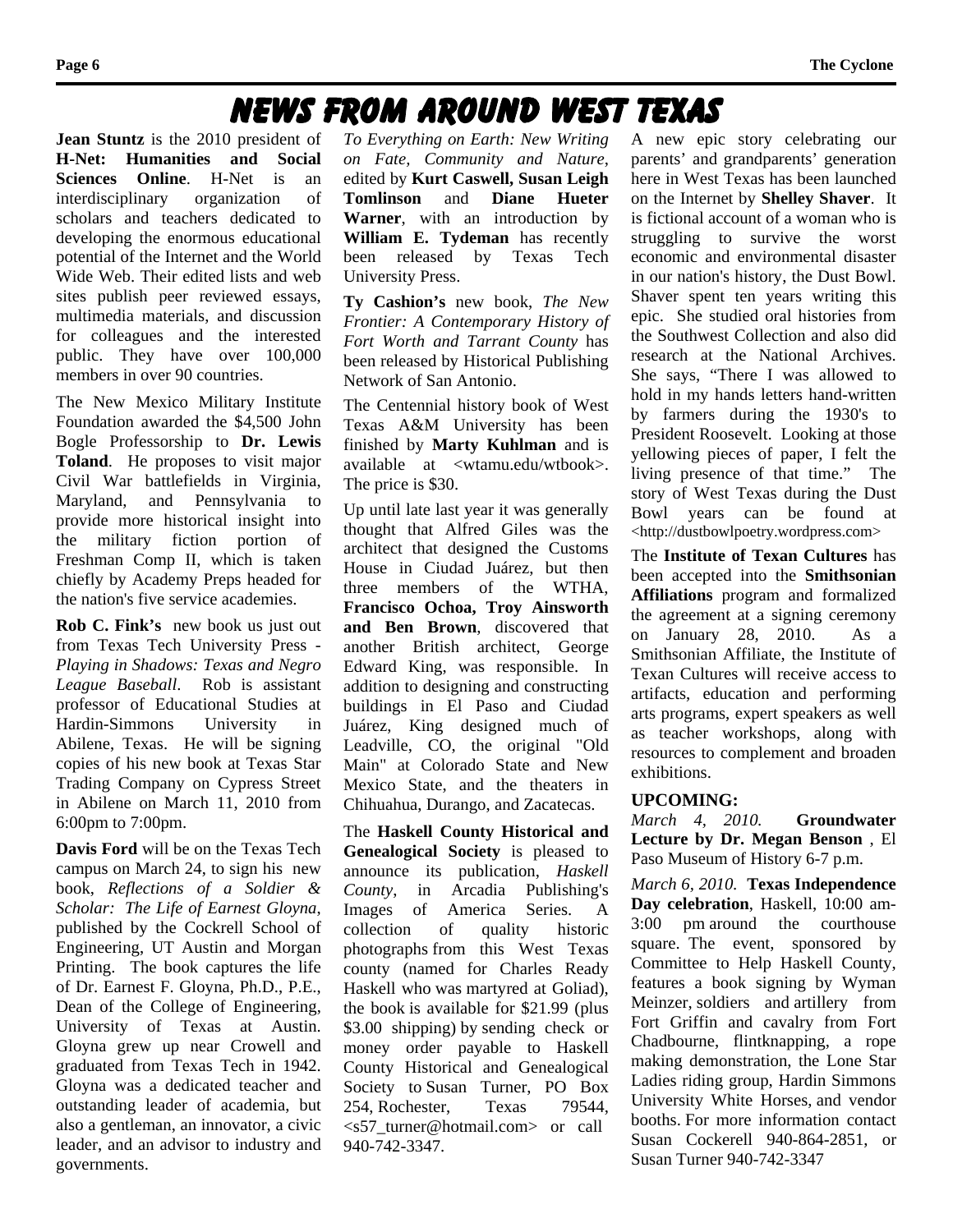# NEWS FROM AROUND WEST TEXAS

**Jean Stuntz** is the 2010 president of **H-Net: Humanities and Social Sciences Online**. H-Net is an interdisciplinary organization of scholars and teachers dedicated to developing the enormous educational potential of the Internet and the World Wide Web. Their edited lists and web sites publish peer reviewed essays, multimedia materials, and discussion for colleagues and the interested public. They have over 100,000 members in over 90 countries.

The New Mexico Military Institute Foundation awarded the $4,500 John Bogle Professorship to **Dr. Lewis Toland**. He proposes to visit major Civil War battlefields in Virginia, Maryland, and Pennsylvania to provide more historical insight into the military fiction portion of Freshman Comp II, which is taken chiefly by Academy Preps headed for the nation's five service academies.

**Rob C. Fink's** new book us just out from Texas Tech University Press - *Playing in Shadows: Texas and Negro League Baseball*. Rob is assistant professor of Educational Studies at Hardin-Simmons University in Abilene, Texas. He will be signing copies of his new book at Texas Star Trading Company on Cypress Street in Abilene on March 11, 2010 from 6:00pm to 7:00pm.

**Davis Ford** will be on the Texas Tech campus on March 24, to sign his new book, *Reflections of a Soldier & Scholar: The Life of Earnest Gloyna*, published by the Cockrell School of Engineering, UT Austin and Morgan Printing. The book captures the life of Dr. Earnest F. Gloyna, Ph.D., P.E., Dean of the College of Engineering, University of Texas at Austin. Gloyna grew up near Crowell and graduated from Texas Tech in 1942. Gloyna was a dedicated teacher and outstanding leader of academia, but also a gentleman, an innovator, a civic leader, and an advisor to industry and governments.

*To Everything on Earth: New Writing on Fate, Community and Nature*, edited by **Kurt Caswell, Susan Leigh Tomlinson** and **Diane Hueter Warner**, with an introduction by **William E. Tydeman** has recently been released by Texas Tech University Press.

**Ty Cashion's** new book, *The New Frontier: A Contemporary History of Fort Worth and Tarrant County* has been released by Historical Publishing Network of San Antonio.

The Centennial history book of West Texas A&M University has been finished by **Marty Kuhlman** and is available at <wtamu.edu/wtbook>. The price is $30.

Up until late last year it was generally thought that Alfred Giles was the architect that designed the Customs House in Ciudad Juárez, but then three members of the WTHA, **Francisco Ochoa, Troy Ainsworth and Ben Brown**, discovered that another British architect, George Edward King, was responsible. In addition to designing and constructing buildings in El Paso and Ciudad Juárez, King designed much of Leadville, CO, the original "Old Main" at Colorado State and New Mexico State, and the theaters in Chihuahua, Durango, and Zacatecas.

The **Haskell County Historical and Genealogical Society** is pleased to announce its publication, *Haskell County*, in Arcadia Publishing's Images of America Series. A collection of quality historic photographs from this West Texas county (named for Charles Ready Haskell who was martyred at Goliad), the book is available for $21.99 (plus $3.00 shipping) by sending check or money order payable to Haskell County Historical and Genealogical Society to Susan Turner, PO Box 254, Rochester, Texas 79544, <s57_turner@hotmail.com> or call 940-742-3347.

A new epic story celebrating our parents' and grandparents' generation here in West Texas has been launched on the Internet by **Shelley Shaver**. It is fictional account of a woman who is struggling to survive the worst economic and environmental disaster in our nation's history, the Dust Bowl. Shaver spent ten years writing this epic. She studied oral histories from the Southwest Collection and also did research at the National Archives. She says, "There I was allowed to hold in my hands letters hand-written by farmers during the 1930's to President Roosevelt. Looking at those yellowing pieces of paper, I felt the living presence of that time." The story of West Texas during the Dust Bowl years can be found at <http://dustbowlpoetry.wordpress.com>

The **Institute of Texan Cultures** has been accepted into the **Smithsonian Affiliations** program and formalized the agreement at a signing ceremony on January 28, 2010. As a Smithsonian Affiliate, the Institute of Texan Cultures will receive access to artifacts, education and performing arts programs, expert speakers as well as teacher workshops, along with resources to complement and broaden exhibitions.

**UPCOMING:**

*March 4, 2010.* **Groundwater Lecture by Dr. Megan Benson** , El Paso Museum of History 6-7 p.m.

*March 6, 2010.* **Texas Independence Day celebration**, Haskell, 10:00 am-3:00 pm around the courthouse square. The event, sponsored by Committee to Help Haskell County, features a book signing by Wyman Meinzer, soldiers and artillery from Fort Griffin and cavalry from Fort Chadbourne, flintknapping, a rope making demonstration, the Lone Star Ladies riding group, Hardin Simmons University White Horses, and vendor booths. For more information contact Susan Cockerell 940-864-2851, or Susan Turner 940-742-3347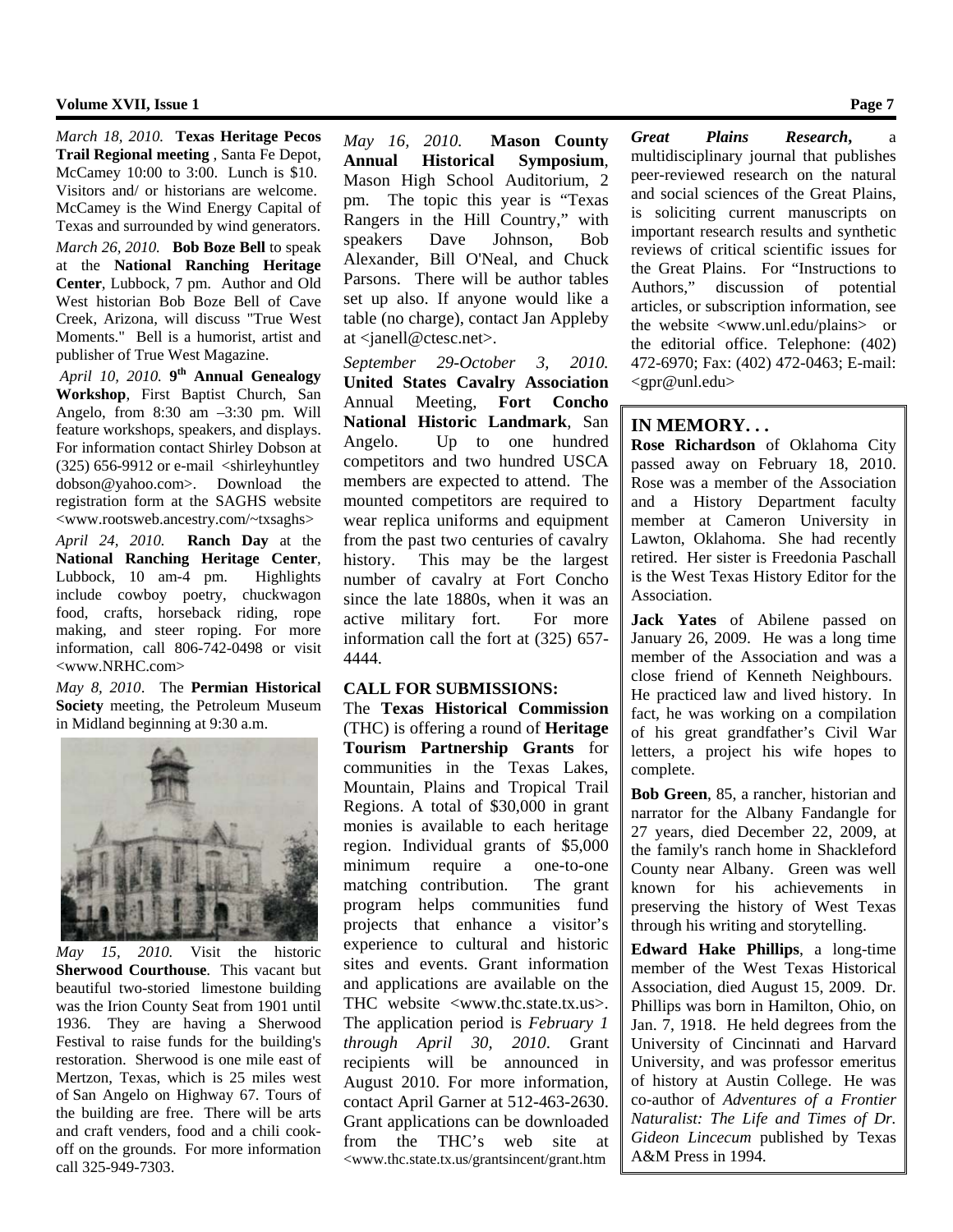*March 18, 2010.* **Texas Heritage Pecos Trail Regional meeting** , Santa Fe Depot, McCamey 10:00 to 3:00. Lunch is $10. Visitors and/ or historians are welcome. McCamey is the Wind Energy Capital of Texas and surrounded by wind generators.

*March 26, 2010.* **Bob Boze Bell** to speak at the **National Ranching Heritage Center**, Lubbock, 7 pm. Author and Old West historian Bob Boze Bell of Cave Creek, Arizona, will discuss "True West Moments." Bell is a humorist, artist and publisher of True West Magazine.

*April 10, 2010.* **9th Annual Genealogy Workshop**, First Baptist Church, San Angelo, from 8:30 am –3:30 pm. Will feature workshops, speakers, and displays. For information contact Shirley Dobson at (325) 656-9912 or e-mail <shirleyhuntley dobson@yahoo.com>. Download the registration form at the SAGHS website <www.rootsweb.ancestry.com/~txsaghs>

*April 24, 2010.* **Ranch Day** at the **National Ranching Heritage Center**, Lubbock, 10 am-4 pm. Highlights include cowboy poetry, chuckwagon food, crafts, horseback riding, rope making, and steer roping. For more information, call 806-742-0498 or visit <www.NRHC.com>

*May 8, 2010*. The **Permian Historical Society** meeting, the Petroleum Museum in Midland beginning at 9:30 a.m.

*May 15, 2010.* Visit the historic **Sherwood Courthouse**. This vacant but beautiful two-storied limestone building was the Irion County Seat from 1901 until 1936. They are having a Sherwood Festival to raise funds for the building's restoration. Sherwood is one mile east of Mertzon, Texas, which is 25 miles west of San Angelo on Highway 67. Tours of the building are free. There will be arts and craft venders, food and a chili cook-off on the grounds. For more information call 325-949-7303.

*May 16, 2010.* **Mason County Annual Historical Symposium**, Mason High School Auditorium, 2 pm. The topic this year is "Texas Rangers in the Hill Country," with speakers Dave Johnson, Bob Alexander, Bill O'Neal, and Chuck Parsons. There will be author tables set up also. If anyone would like a table (no charge), contact Jan Appleby at <janell@ctesc.net>.

*September 29-October 3, 2010.* **United States Cavalry Association** Annual Meeting, **Fort Concho National Historic Landmark**, San Angelo. Up to one hundred competitors and two hundred USCA members are expected to attend. The mounted competitors are required to wear replica uniforms and equipment from the past two centuries of cavalry history. This may be the largest number of cavalry at Fort Concho since the late 1880s, when it was an active military fort. For more information call the fort at (325) 657-4444.

## CALL FOR SUBMISSIONS:

The **Texas Historical Commission** (THC) is offering a round of **Heritage Tourism Partnership Grants** for communities in the Texas Lakes, Mountain, Plains and Tropical Trail Regions. A total of $30,000 in grant monies is available to each heritage region. Individual grants of $5,000 minimum require a one-to-one matching contribution. The grant program helps communities fund projects that enhance a visitor's experience to cultural and historic sites and events. Grant information and applications are available on the THC website <www.thc.state.tx.us>. The application period is *February 1 through April 30, 2010*. Grant recipients will be announced in August 2010. For more information, contact April Garner at 512-463-2630. Grant applications can be downloaded from the THC's web site at <www.thc.state.tx.us/grantsincent/grant.htm

***Great Plains Research***, a multidisciplinary journal that publishes peer-reviewed research on the natural and social sciences of the Great Plains, is soliciting current manuscripts on important research results and synthetic reviews of critical scientific issues for the Great Plains. For "Instructions to Authors," discussion of potential articles, or subscription information, see the website <www.unl.edu/plains> or the editorial office. Telephone: (402) 472-6970; Fax: (402) 472-0463; E-mail: <gpr@unl.edu>

## IN MEMORY. . .

**Rose Richardson** of Oklahoma City passed away on February 18, 2010. Rose was a member of the Association and a History Department faculty member at Cameron University in Lawton, Oklahoma. She had recently retired. Her sister is Freedonia Paschall is the West Texas History Editor for the Association.

**Jack Yates** of Abilene passed on January 26, 2009. He was a long time member of the Association and was a close friend of Kenneth Neighbours. He practiced law and lived history. In fact, he was working on a compilation of his great grandfather's Civil War letters, a project his wife hopes to complete.

**Bob Green**, 85, a rancher, historian and narrator for the Albany Fandangle for 27 years, died December 22, 2009, at the family's ranch home in Shackleford County near Albany. Green was well known for his achievements in preserving the history of West Texas through his writing and storytelling.

**Edward Hake Phillips**, a long-time member of the West Texas Historical Association, died August 15, 2009. Dr. Phillips was born in Hamilton, Ohio, on Jan. 7, 1918. He held degrees from the University of Cincinnati and Harvard University, and was professor emeritus of history at Austin College. He was co-author of *Adventures of a Frontier Naturalist: The Life and Times of Dr. Gideon Lincecum* published by Texas A&M Press in 1994.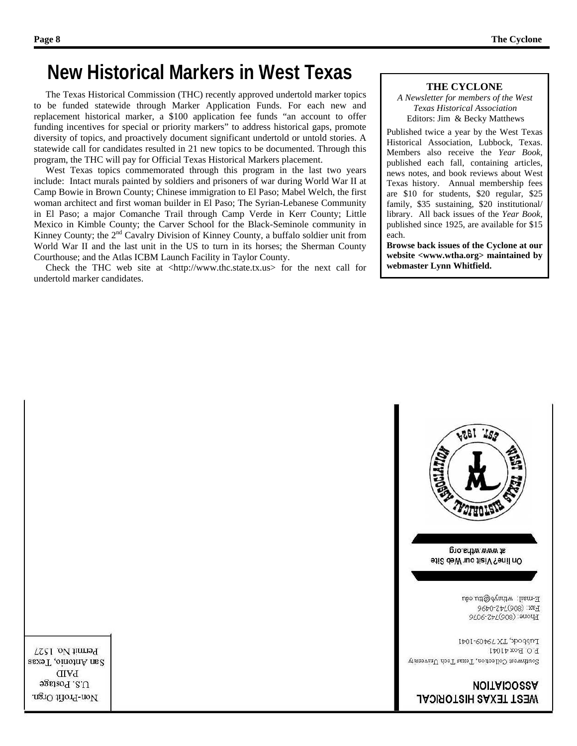# New Historical Markers in West Texas

The Texas Historical Commission (THC) recently approved undertold marker topics to be funded statewide through Marker Application Funds. For each new and replacement historical marker, a $100 application fee funds "an account to offer funding incentives for special or priority markers" to address historical gaps, promote diversity of topics, and proactively document significant undertold or untold stories. A statewide call for candidates resulted in 21 new topics to be documented. Through this program, the THC will pay for Official Texas Historical Markers placement.

West Texas topics commemorated through this program in the last two years include: Intact murals painted by soldiers and prisoners of war during World War II at Camp Bowie in Brown County; Chinese immigration to El Paso; Mabel Welch, the first woman architect and first woman builder in El Paso; The Syrian-Lebanese Community in El Paso; a major Comanche Trail through Camp Verde in Kerr County; Little Mexico in Kimble County; the Carver School for the Black-Seminole community in Kinney County; the 2nd Cavalry Division of Kinney County, a buffalo soldier unit from World War II and the last unit in the US to turn in its horses; the Sherman County Courthouse; and the Atlas ICBM Launch Facility in Taylor County.

Check the THC web site at <http://www.thc.state.tx.us> for the next call for undertold marker candidates.

**THE CYCLONE**

*A Newsletter for members of the West Texas Historical Association*

Editors: Jim & Becky Matthews

Published twice a year by the West Texas Historical Association, Lubbock, Texas. Members also receive the *Year Book*, published each fall, containing articles, news notes, and book reviews about West Texas history. Annual membership fees are $10 for students, $20 regular, $25 family, $35 sustaining, $20 institutional/library. All back issues of the *Year Book*, published since 1925, are available for $15 each.

**Browse back issues of the Cyclone at our website <www.wtha.org> maintained by webmaster Lynn Whitfield.**

WEST TEXAS HISTORICAL ASSOCIATION

EST. 1924

WEST TEXAS HISTORICAL ASSOCIATION

Southwest Collection, Texas Tech University

P. O. Box 41041

Lubbock, TX 79409-1041

Phone: (806)742-9076

Fax: (806)742-0496

E-mail: wthayb@ttu.edu

On line? Visit our Web Site at www.wtha.org

Non-Profit Orgn.
U.S. Postage
PAID
San Antonio, Texas
Permit No. 1527